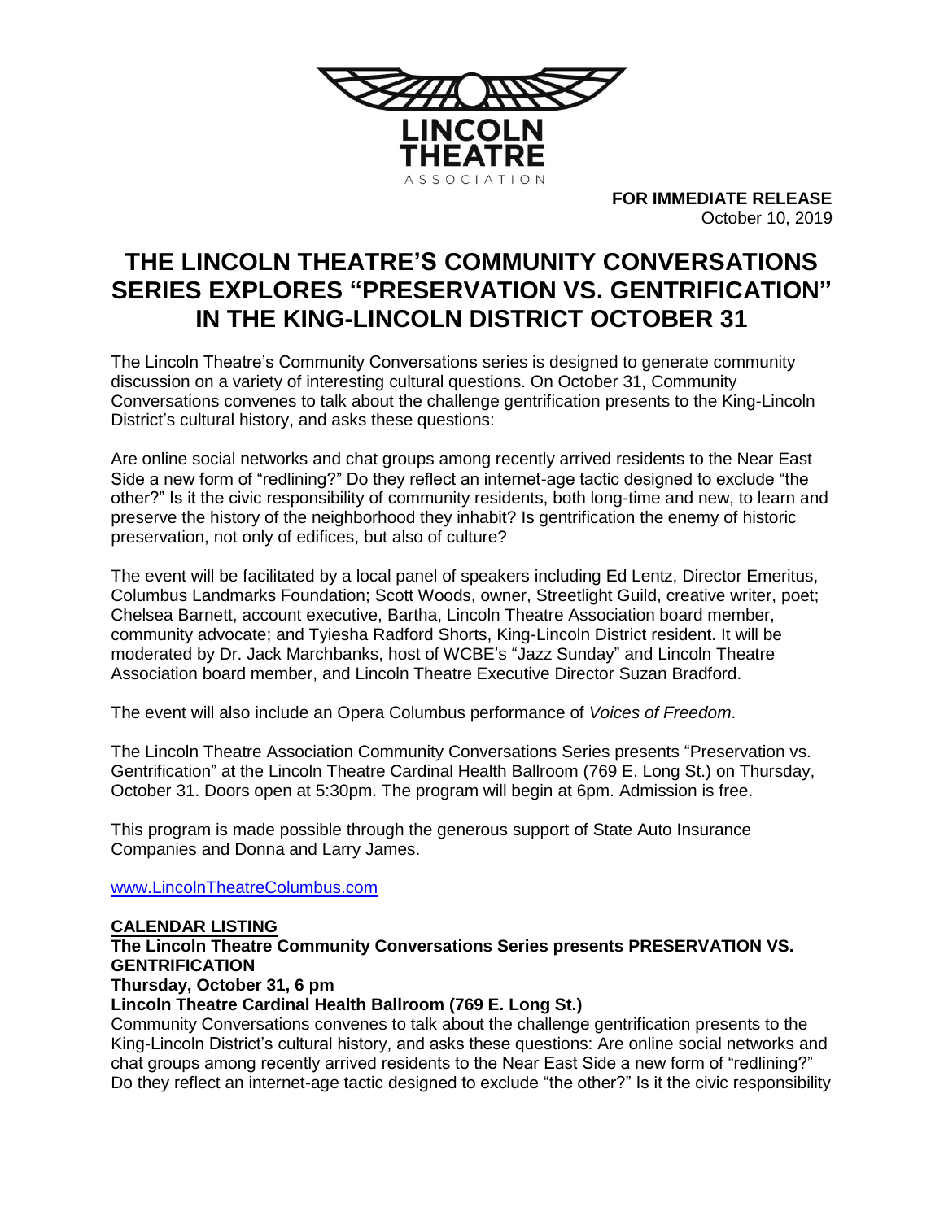LINCOLN THEATRE ASSOCIATION

**FOR IMMEDIATE RELEASE**
October 10, 2019

# THE LINCOLN THEATRE'S COMMUNITY CONVERSATIONS SERIES EXPLORES "PRESERVATION VS. GENTRIFICATION" IN THE KING-LINCOLN DISTRICT OCTOBER 31

The Lincoln Theatre's Community Conversations series is designed to generate community discussion on a variety of interesting cultural questions. On October 31, Community Conversations convenes to talk about the challenge gentrification presents to the King-Lincoln District's cultural history, and asks these questions:

Are online social networks and chat groups among recently arrived residents to the Near East Side a new form of "redlining?" Do they reflect an internet-age tactic designed to exclude "the other?" Is it the civic responsibility of community residents, both long-time and new, to learn and preserve the history of the neighborhood they inhabit? Is gentrification the enemy of historic preservation, not only of edifices, but also of culture?

The event will be facilitated by a local panel of speakers including Ed Lentz, Director Emeritus, Columbus Landmarks Foundation; Scott Woods, owner, Streetlight Guild, creative writer, poet; Chelsea Barnett, account executive, Bartha, Lincoln Theatre Association board member, community advocate; and Tyiesha Radford Shorts, King-Lincoln District resident. It will be moderated by Dr. Jack Marchbanks, host of WCBE's "Jazz Sunday" and Lincoln Theatre Association board member, and Lincoln Theatre Executive Director Suzan Bradford.

The event will also include an Opera Columbus performance of *Voices of Freedom*.

The Lincoln Theatre Association Community Conversations Series presents "Preservation vs. Gentrification" at the Lincoln Theatre Cardinal Health Ballroom (769 E. Long St.) on Thursday, October 31. Doors open at 5:30pm. The program will begin at 6pm. Admission is free.

This program is made possible through the generous support of State Auto Insurance Companies and Donna and Larry James.

www.LincolnTheatreColumbus.com

**CALENDAR LISTING**

**The Lincoln Theatre Community Conversations Series presents PRESERVATION VS. GENTRIFICATION**

**Thursday, October 31, 6 pm**

**Lincoln Theatre Cardinal Health Ballroom (769 E. Long St.)**

Community Conversations convenes to talk about the challenge gentrification presents to the King-Lincoln District's cultural history, and asks these questions: Are online social networks and chat groups among recently arrived residents to the Near East Side a new form of "redlining?" Do they reflect an internet-age tactic designed to exclude "the other?" Is it the civic responsibility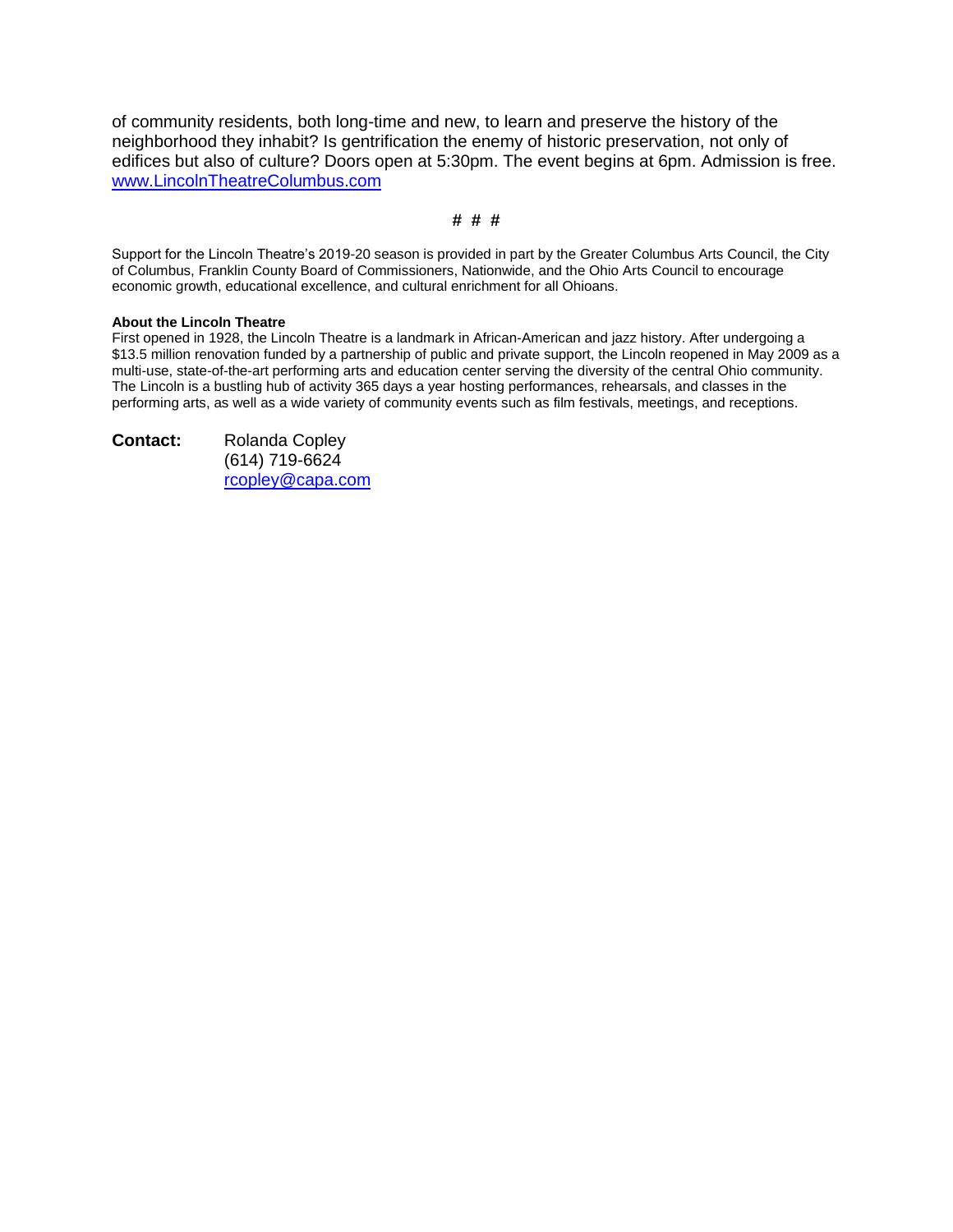of community residents, both long-time and new, to learn and preserve the history of the neighborhood they inhabit? Is gentrification the enemy of historic preservation, not only of edifices but also of culture? Doors open at 5:30pm. The event begins at 6pm. Admission is free. www.LincolnTheatreColumbus.com

# # #

Support for the Lincoln Theatre's 2019-20 season is provided in part by the Greater Columbus Arts Council, the City of Columbus, Franklin County Board of Commissioners, Nationwide, and the Ohio Arts Council to encourage economic growth, educational excellence, and cultural enrichment for all Ohioans.

**About the Lincoln Theatre**
First opened in 1928, the Lincoln Theatre is a landmark in African-American and jazz history. After undergoing a $13.5 million renovation funded by a partnership of public and private support, the Lincoln reopened in May 2009 as a multi-use, state-of-the-art performing arts and education center serving the diversity of the central Ohio community. The Lincoln is a bustling hub of activity 365 days a year hosting performances, rehearsals, and classes in the performing arts, as well as a wide variety of community events such as film festivals, meetings, and receptions.

**Contact:** Rolanda Copley
(614) 719-6624
rcopley@capa.com